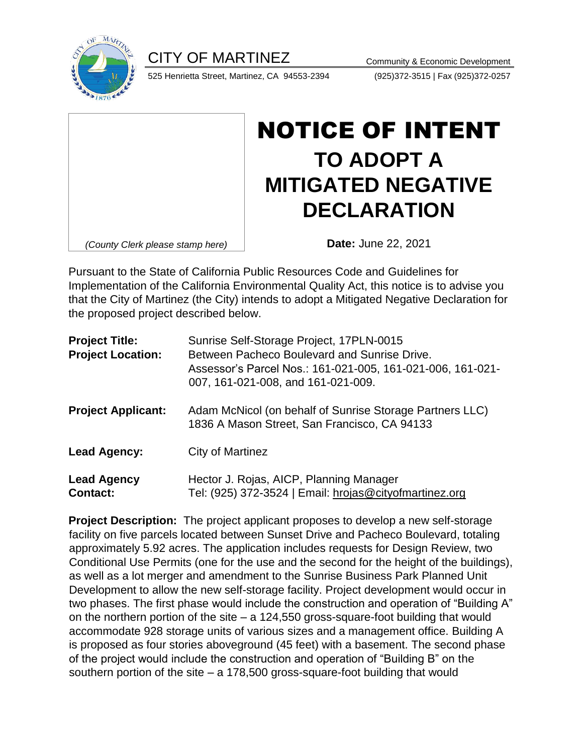CITY OF MARTINEZ

525 Henrietta Street, Martinez, CA 94553-2394

Community & Economic Development

(925)372-3515 | Fax (925)372-0257

*(County Clerk please stamp here)*

# NOTICE OF INTENT

## TO ADOPT A MITIGATED NEGATIVE DECLARATION

**Date:** June 22, 2021

Pursuant to the State of California Public Resources Code and Guidelines for Implementation of the California Environmental Quality Act, this notice is to advise you that the City of Martinez (the City) intends to adopt a Mitigated Negative Declaration for the proposed project described below.

| | |
|---|---|
| **Project Title:** | Sunrise Self-Storage Project, 17PLN-0015 |
| **Project Location:** | Between Pacheco Boulevard and Sunrise Drive. Assessor's Parcel Nos.: 161-021-005, 161-021-006, 161-021-007, 161-021-008, and 161-021-009. |
| **Project Applicant:** | Adam McNicol (on behalf of Sunrise Storage Partners LLC) 1836 A Mason Street, San Francisco, CA 94133 |
| **Lead Agency:** | City of Martinez |
| **Lead Agency Contact:** | Hector J. Rojas, AICP, Planning Manager Tel: (925) 372-3524 \| Email: hrojas@cityofmartinez.org |

**Project Description:** The project applicant proposes to develop a new self-storage facility on five parcels located between Sunset Drive and Pacheco Boulevard, totaling approximately 5.92 acres. The application includes requests for Design Review, two Conditional Use Permits (one for the use and the second for the height of the buildings), as well as a lot merger and amendment to the Sunrise Business Park Planned Unit Development to allow the new self-storage facility. Project development would occur in two phases. The first phase would include the construction and operation of "Building A" on the northern portion of the site – a 124,550 gross-square-foot building that would accommodate 928 storage units of various sizes and a management office. Building A is proposed as four stories aboveground (45 feet) with a basement. The second phase of the project would include the construction and operation of "Building B" on the southern portion of the site – a 178,500 gross-square-foot building that would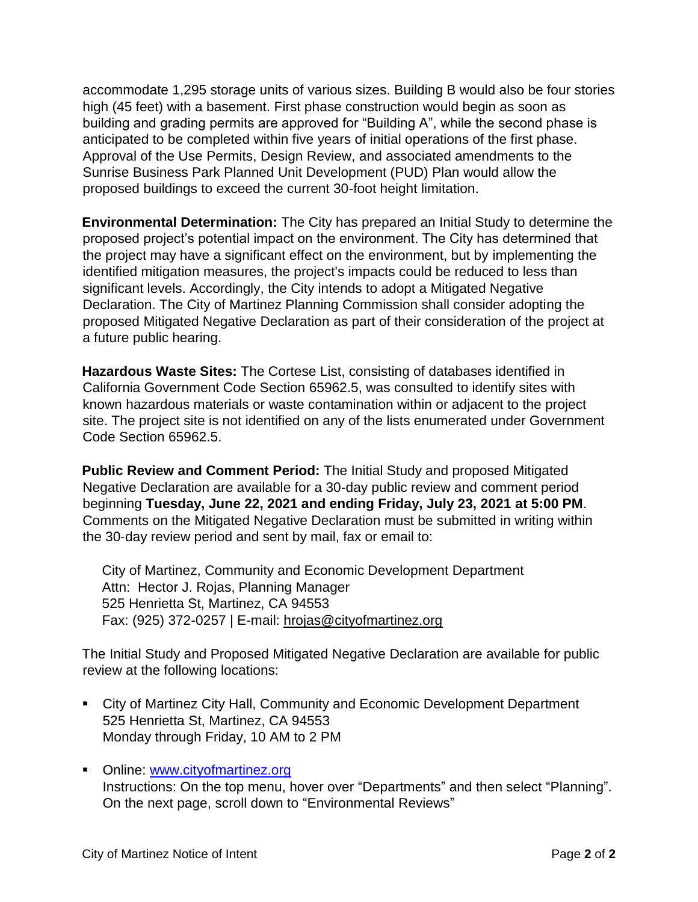accommodate 1,295 storage units of various sizes. Building B would also be four stories high (45 feet) with a basement. First phase construction would begin as soon as building and grading permits are approved for "Building A", while the second phase is anticipated to be completed within five years of initial operations of the first phase. Approval of the Use Permits, Design Review, and associated amendments to the Sunrise Business Park Planned Unit Development (PUD) Plan would allow the proposed buildings to exceed the current 30-foot height limitation.

**Environmental Determination:** The City has prepared an Initial Study to determine the proposed project's potential impact on the environment. The City has determined that the project may have a significant effect on the environment, but by implementing the identified mitigation measures, the project's impacts could be reduced to less than significant levels. Accordingly, the City intends to adopt a Mitigated Negative Declaration. The City of Martinez Planning Commission shall consider adopting the proposed Mitigated Negative Declaration as part of their consideration of the project at a future public hearing.

**Hazardous Waste Sites:** The Cortese List, consisting of databases identified in California Government Code Section 65962.5, was consulted to identify sites with known hazardous materials or waste contamination within or adjacent to the project site. The project site is not identified on any of the lists enumerated under Government Code Section 65962.5.

**Public Review and Comment Period:** The Initial Study and proposed Mitigated Negative Declaration are available for a 30-day public review and comment period beginning **Tuesday, June 22, 2021 and ending Friday, July 23, 2021 at 5:00 PM**. Comments on the Mitigated Negative Declaration must be submitted in writing within the 30-day review period and sent by mail, fax or email to:

City of Martinez, Community and Economic Development Department
Attn: Hector J. Rojas, Planning Manager
525 Henrietta St, Martinez, CA 94553
Fax: (925) 372-0257 | E-mail: hrojas@cityofmartinez.org

The Initial Study and Proposed Mitigated Negative Declaration are available for public review at the following locations:

- City of Martinez City Hall, Community and Economic Development Department
  525 Henrietta St, Martinez, CA 94553
  Monday through Friday, 10 AM to 2 PM
- Online: www.cityofmartinez.org
  Instructions: On the top menu, hover over "Departments" and then select "Planning". On the next page, scroll down to "Environmental Reviews"